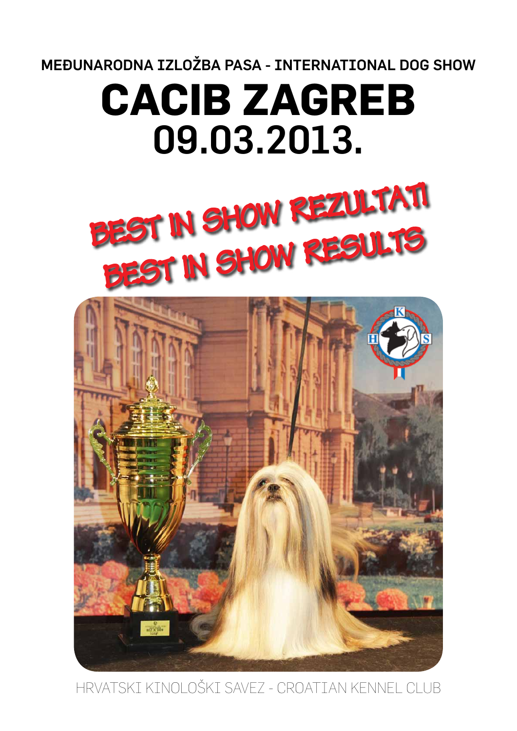MEĐUNARODNA IZLOŽBA PASA - INTERNATIONAL DOG SHOW

# CACIB ZAGREB
# 09.03.2013.

## BEST IN SHOW REZULTATI
## BEST IN SHOW RESULTS

HRVATSKI KINOLOŠKI SAVEZ - CROATIAN KENNEL CLUB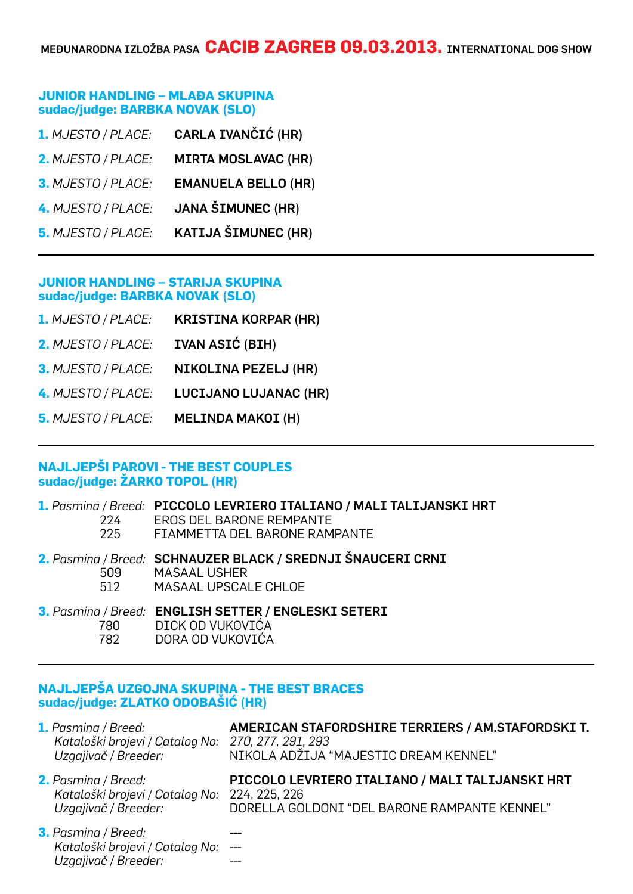MEĐUNARODNA IZLOŽBA PASA **CACIB ZAGREB 09.03.2013.** INTERNATIONAL DOG SHOW

## JUNIOR HANDLING – MLAĐA SKUPINA
**sudac/judge: BARBKA NOVAK (SLO)**

**1.** *MJESTO / PLACE:* **CARLA IVANČIĆ (HR)**

**2.** *MJESTO / PLACE:* **MIRTA MOSLAVAC (HR)**

**3.** *MJESTO / PLACE:* **EMANUELA BELLO (HR)**

**4.** *MJESTO / PLACE:* **JANA ŠIMUNEC (HR)**

**5.** *MJESTO / PLACE:* **KATIJA ŠIMUNEC (HR)**

---

## JUNIOR HANDLING – STARIJA SKUPINA
**sudac/judge: BARBKA NOVAK (SLO)**

**1.** *MJESTO / PLACE:* **KRISTINA KORPAR (HR)**

**2.** *MJESTO / PLACE:* **IVAN ASIĆ (BIH)**

**3.** *MJESTO / PLACE:* **NIKOLINA PEZELJ (HR)**

**4.** *MJESTO / PLACE:* **LUCIJANO LUJANAC (HR)**

**5.** *MJESTO / PLACE:* **MELINDA MAKOI (H)**

---

## NAJLJEPŠI PAROVI - THE BEST COUPLES
**sudac/judge: ŽARKO TOPOL (HR)**

**1.** *Pasmina / Breed:* **PICCOLO LEVRIERO ITALIANO / MALI TALIJANSKI HRT**
224 EROS DEL BARONE REMPANTE
225 FIAMMETTA DEL BARONE RAMPANTE

**2.** *Pasmina / Breed:* **SCHNAUZER BLACK / SREDNJI ŠNAUCERI CRNI**
509 MASAAL USHER
512 MASAAL UPSCALE CHLOE

**3.** *Pasmina / Breed:* **ENGLISH SETTER / ENGLESKI SETERI**
780 DICK OD VUKOVIĆA
782 DORA OD VUKOVIĆA

---

## NAJLJEPŠA UZGOJNA SKUPINA - THE BEST BRACES
**sudac/judge: ZLATKO ODOBAŠIĆ (HR)**

**1.** *Pasmina / Breed:* **AMERICAN STAFORDSHIRE TERRIERS / AM.STAFORDSKI T.**
*Kataloški brojevi / Catalog No:* *270, 277, 291, 293*
*Uzgajivač / Breeder:* NIKOLA ADŽIJA "MAJESTIC DREAM KENNEL"

**2.** *Pasmina / Breed:* **PICCOLO LEVRIERO ITALIANO / MALI TALIJANSKI HRT**
*Kataloški brojevi / Catalog No:* 224, 225, 226
*Uzgajivač / Breeder:* DORELLA GOLDONI "DEL BARONE RAMPANTE KENNEL"

**3.** *Pasmina / Breed:* ---
*Kataloški brojevi / Catalog No:* ---
*Uzgajivač / Breeder:* ---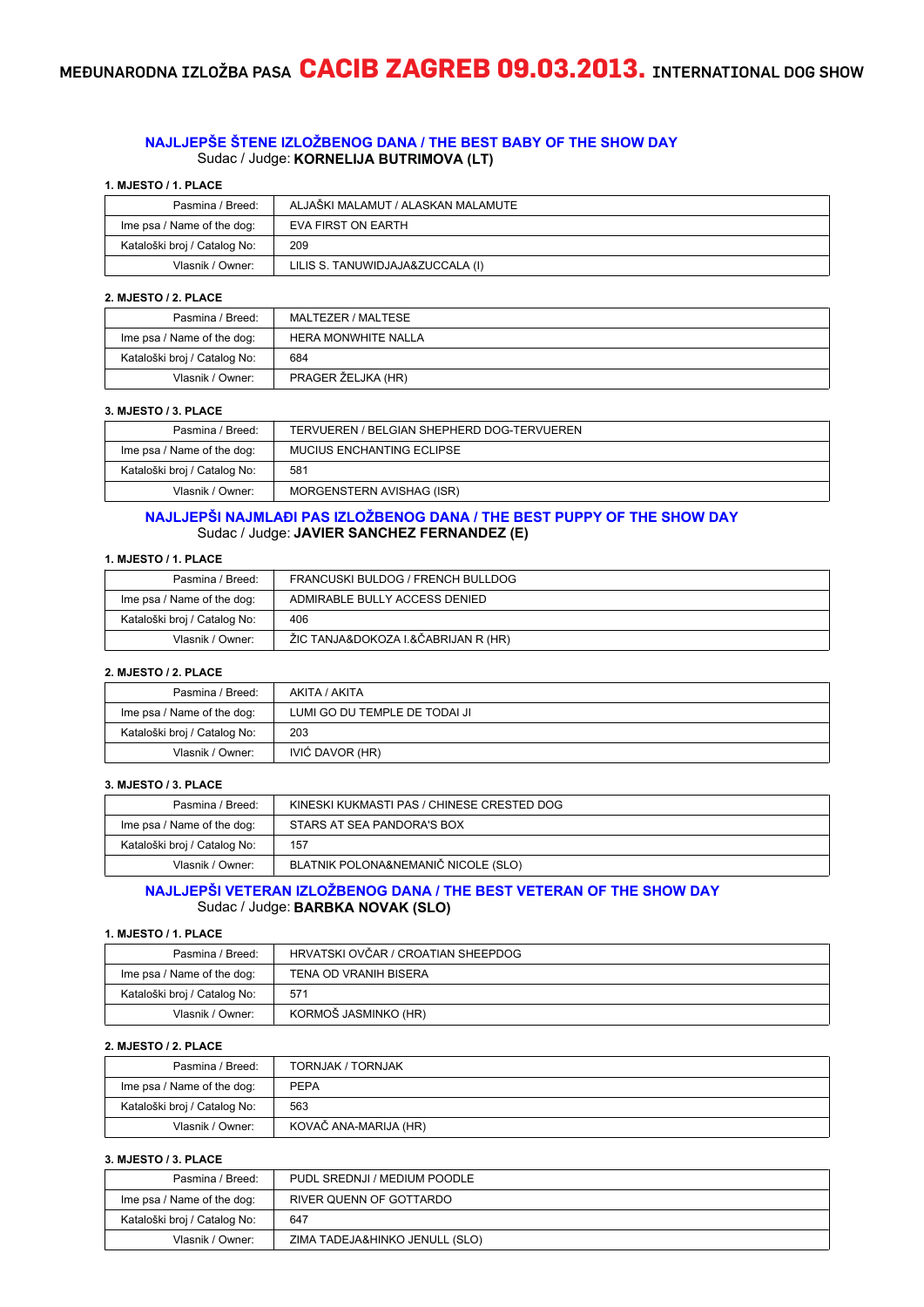# MEĐUNARODNA IZLOŽBA PASA CACIB ZAGREB 09.03.2013. INTERNATIONAL DOG SHOW

## NAJLJEPŠE ŠTENE IZLOŽBENOG DANA / THE BEST BABY OF THE SHOW DAY

Sudac / Judge: **KORNELIJA BUTRIMOVA (LT)**

**1. MJESTO / 1. PLACE**

| | |
|---|---|
| Pasmina / Breed: | ALJAŠKI MALAMUT / ALASKAN MALAMUTE |
| Ime psa / Name of the dog: | EVA FIRST ON EARTH |
| Kataloški broj / Catalog No: | 209 |
| Vlasnik / Owner: | LILIS S. TANUWIDJAJA&ZUCCALA (I) |

**2. MJESTO / 2. PLACE**

| | |
|---|---|
| Pasmina / Breed: | MALTEZER / MALTESE |
| Ime psa / Name of the dog: | HERA MONWHITE NALLA |
| Kataloški broj / Catalog No: | 684 |
| Vlasnik / Owner: | PRAGER ŽELJKA (HR) |

**3. MJESTO / 3. PLACE**

| | |
|---|---|
| Pasmina / Breed: | TERVUEREN / BELGIAN SHEPHERD DOG-TERVUEREN |
| Ime psa / Name of the dog: | MUCIUS ENCHANTING ECLIPSE |
| Kataloški broj / Catalog No: | 581 |
| Vlasnik / Owner: | MORGENSTERN AVISHAG (ISR) |

## NAJLJEPŠI NAJMLAĐI PAS IZLOŽBENOG DANA / THE BEST PUPPY OF THE SHOW DAY

Sudac / Judge: **JAVIER SANCHEZ FERNANDEZ (E)**

**1. MJESTO / 1. PLACE**

| | |
|---|---|
| Pasmina / Breed: | FRANCUSKI BULDOG / FRENCH BULLDOG |
| Ime psa / Name of the dog: | ADMIRABLE BULLY ACCESS DENIED |
| Kataloški broj / Catalog No: | 406 |
| Vlasnik / Owner: | ŽIC TANJA&DOKOZA I.&ČABRIJAN R (HR) |

**2. MJESTO / 2. PLACE**

| | |
|---|---|
| Pasmina / Breed: | AKITA / AKITA |
| Ime psa / Name of the dog: | LUMI GO DU TEMPLE DE TODAI JI |
| Kataloški broj / Catalog No: | 203 |
| Vlasnik / Owner: | IVIĆ DAVOR (HR) |

**3. MJESTO / 3. PLACE**

| | |
|---|---|
| Pasmina / Breed: | KINESKI KUKMASTI PAS / CHINESE CRESTED DOG |
| Ime psa / Name of the dog: | STARS AT SEA PANDORA'S BOX |
| Kataloški broj / Catalog No: | 157 |
| Vlasnik / Owner: | BLATNIK POLONA&NEMANIČ NICOLE (SLO) |

## NAJLJEPŠI VETERAN IZLOŽBENOG DANA / THE BEST VETERAN OF THE SHOW DAY

Sudac / Judge: **BARBKA NOVAK (SLO)**

**1. MJESTO / 1. PLACE**

| | |
|---|---|
| Pasmina / Breed: | HRVATSKI OVČAR / CROATIAN SHEEPDOG |
| Ime psa / Name of the dog: | TENA OD VRANIH BISERA |
| Kataloški broj / Catalog No: | 571 |
| Vlasnik / Owner: | KORMOŠ JASMINKO (HR) |

**2. MJESTO / 2. PLACE**

| | |
|---|---|
| Pasmina / Breed: | TORNJAK / TORNJAK |
| Ime psa / Name of the dog: | PEPA |
| Kataloški broj / Catalog No: | 563 |
| Vlasnik / Owner: | KOVAČ ANA-MARIJA (HR) |

**3. MJESTO / 3. PLACE**

| | |
|---|---|
| Pasmina / Breed: | PUDL SREDNJI / MEDIUM POODLE |
| Ime psa / Name of the dog: | RIVER QUENN OF GOTTARDO |
| Kataloški broj / Catalog No: | 647 |
| Vlasnik / Owner: | ZIMA TADEJA&HINKO JENULL (SLO) |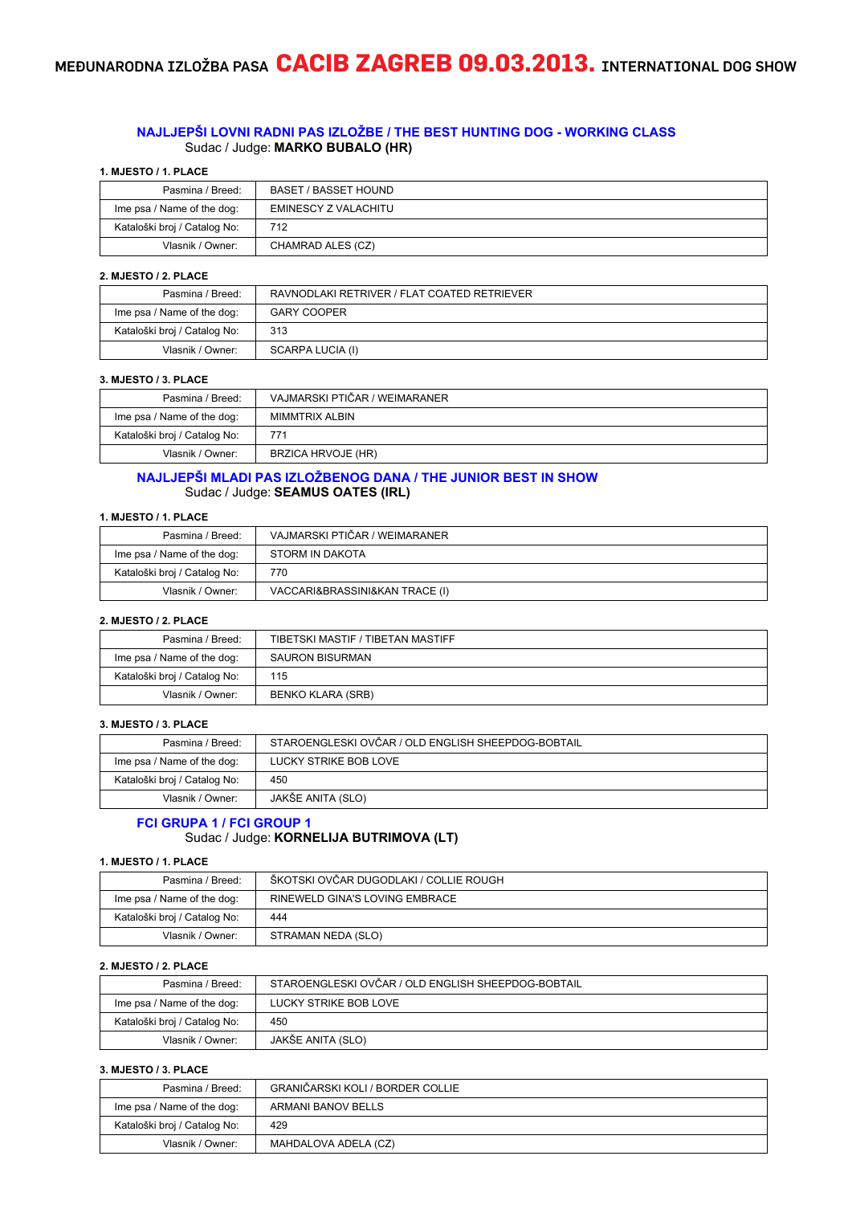# MEĐUNARODNA IZLOŽBA PASA **CACIB ZAGREB 09.03.2013.** INTERNATIONAL DOG SHOW

## NAJLJEPŠI LOVNI RADNI PAS IZLOŽBE / THE BEST HUNTING DOG - WORKING CLASS

Sudac / Judge: **MARKO BUBALO (HR)**

**1. MJESTO / 1. PLACE**

| Pasmina / Breed: | BASET / BASSET HOUND |
|---|---|
| Ime psa / Name of the dog: | EMINESCY Z VALACHITU |
| Kataloški broj / Catalog No: | 712 |
| Vlasnik / Owner: | CHAMRAD ALES (CZ) |

**2. MJESTO / 2. PLACE**

| Pasmina / Breed: | RAVNODLAKI RETRIVER / FLAT COATED RETRIEVER |
|---|---|
| Ime psa / Name of the dog: | GARY COOPER |
| Kataloški broj / Catalog No: | 313 |
| Vlasnik / Owner: | SCARPA LUCIA (I) |

**3. MJESTO / 3. PLACE**

| Pasmina / Breed: | VAJMARSKI PTIČAR / WEIMARANER |
|---|---|
| Ime psa / Name of the dog: | MIMMTRIX ALBIN |
| Kataloški broj / Catalog No: | 771 |
| Vlasnik / Owner: | BRZICA HRVOJE (HR) |

## NAJLJEPŠI MLADI PAS IZLOŽBENOG DANA / THE JUNIOR BEST IN SHOW

Sudac / Judge: **SEAMUS OATES (IRL)**

**1. MJESTO / 1. PLACE**

| Pasmina / Breed: | VAJMARSKI PTIČAR / WEIMARANER |
|---|---|
| Ime psa / Name of the dog: | STORM IN DAKOTA |
| Kataloški broj / Catalog No: | 770 |
| Vlasnik / Owner: | VACCARI&BRASSINI&KAN TRACE (I) |

**2. MJESTO / 2. PLACE**

| Pasmina / Breed: | TIBETSKI MASTIF / TIBETAN MASTIFF |
|---|---|
| Ime psa / Name of the dog: | SAURON BISURMAN |
| Kataloški broj / Catalog No: | 115 |
| Vlasnik / Owner: | BENKO KLARA (SRB) |

**3. MJESTO / 3. PLACE**

| Pasmina / Breed: | STAROENGLESKI OVČAR / OLD ENGLISH SHEEPDOG-BOBTAIL |
|---|---|
| Ime psa / Name of the dog: | LUCKY STRIKE BOB LOVE |
| Kataloški broj / Catalog No: | 450 |
| Vlasnik / Owner: | JAKŠE ANITA (SLO) |

## FCI GRUPA 1 / FCI GROUP 1

Sudac / Judge: **KORNELIJA BUTRIMOVA (LT)**

**1. MJESTO / 1. PLACE**

| Pasmina / Breed: | ŠKOTSKI OVČAR DUGODLAKI / COLLIE ROUGH |
|---|---|
| Ime psa / Name of the dog: | RINEWELD GINA'S LOVING EMBRACE |
| Kataloški broj / Catalog No: | 444 |
| Vlasnik / Owner: | STRAMAN NEDA (SLO) |

**2. MJESTO / 2. PLACE**

| Pasmina / Breed: | STAROENGLESKI OVČAR / OLD ENGLISH SHEEPDOG-BOBTAIL |
|---|---|
| Ime psa / Name of the dog: | LUCKY STRIKE BOB LOVE |
| Kataloški broj / Catalog No: | 450 |
| Vlasnik / Owner: | JAKŠE ANITA (SLO) |

**3. MJESTO / 3. PLACE**

| Pasmina / Breed: | GRANIČARSKI KOLI / BORDER COLLIE |
|---|---|
| Ime psa / Name of the dog: | ARMANI BANOV BELLS |
| Kataloški broj / Catalog No: | 429 |
| Vlasnik / Owner: | MAHDALOVA ADELA (CZ) |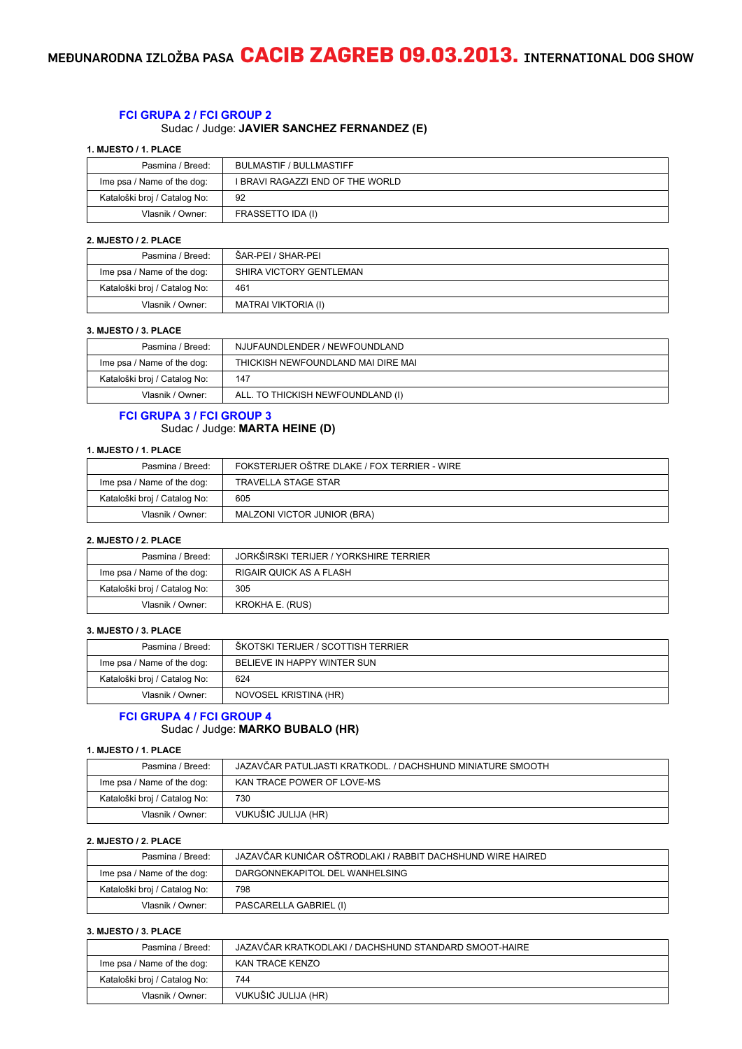# MEĐUNARODNA IZLOŽBA PASA **CACIB ZAGREB 09.03.2013.** INTERNATIONAL DOG SHOW

## FCI GRUPA 2 / FCI GROUP 2

Sudac / Judge: **JAVIER SANCHEZ FERNANDEZ (E)**

**1. MJESTO / 1. PLACE**

| | |
|---|---|
| Pasmina / Breed: | BULMASTIF / BULLMASTIFF |
| Ime psa / Name of the dog: | I BRAVI RAGAZZI END OF THE WORLD |
| Kataloški broj / Catalog No: | 92 |
| Vlasnik / Owner: | FRASSETTO IDA (I) |

**2. MJESTO / 2. PLACE**

| | |
|---|---|
| Pasmina / Breed: | ŠAR-PEI / SHAR-PEI |
| Ime psa / Name of the dog: | SHIRA VICTORY GENTLEMAN |
| Kataloški broj / Catalog No: | 461 |
| Vlasnik / Owner: | MATRAI VIKTORIA (I) |

**3. MJESTO / 3. PLACE**

| | |
|---|---|
| Pasmina / Breed: | NJUFAUNDLENDER / NEWFOUNDLAND |
| Ime psa / Name of the dog: | THICKISH NEWFOUNDLAND MAI DIRE MAI |
| Kataloški broj / Catalog No: | 147 |
| Vlasnik / Owner: | ALL. TO THICKISH NEWFOUNDLAND (I) |

## FCI GRUPA 3 / FCI GROUP 3

Sudac / Judge: **MARTA HEINE (D)**

**1. MJESTO / 1. PLACE**

| | |
|---|---|
| Pasmina / Breed: | FOKSTERIJER OŠTRE DLAKE / FOX TERRIER - WIRE |
| Ime psa / Name of the dog: | TRAVELLA STAGE STAR |
| Kataloški broj / Catalog No: | 605 |
| Vlasnik / Owner: | MALZONI VICTOR JUNIOR (BRA) |

**2. MJESTO / 2. PLACE**

| | |
|---|---|
| Pasmina / Breed: | JORKŠIRSKI TERIJER / YORKSHIRE TERRIER |
| Ime psa / Name of the dog: | RIGAIR QUICK AS A FLASH |
| Kataloški broj / Catalog No: | 305 |
| Vlasnik / Owner: | KROKHA E. (RUS) |

**3. MJESTO / 3. PLACE**

| | |
|---|---|
| Pasmina / Breed: | ŠKOTSKI TERIJER / SCOTTISH TERRIER |
| Ime psa / Name of the dog: | BELIEVE IN HAPPY WINTER SUN |
| Kataloški broj / Catalog No: | 624 |
| Vlasnik / Owner: | NOVOSEL KRISTINA (HR) |

## FCI GRUPA 4 / FCI GROUP 4

Sudac / Judge: **MARKO BUBALO (HR)**

**1. MJESTO / 1. PLACE**

| | |
|---|---|
| Pasmina / Breed: | JAZAVČAR PATULJASTI KRATKODL. / DACHSHUND MINIATURE SMOOTH |
| Ime psa / Name of the dog: | KAN TRACE POWER OF LOVE-MS |
| Kataloški broj / Catalog No: | 730 |
| Vlasnik / Owner: | VUKUŠIĆ JULIJA (HR) |

**2. MJESTO / 2. PLACE**

| | |
|---|---|
| Pasmina / Breed: | JAZAVČAR KUNIĆAR OŠTRODLAKI / RABBIT DACHSHUND WIRE HAIRED |
| Ime psa / Name of the dog: | DARGONNEKAPITOL DEL WANHELSING |
| Kataloški broj / Catalog No: | 798 |
| Vlasnik / Owner: | PASCARELLA GABRIEL (I) |

**3. MJESTO / 3. PLACE**

| | |
|---|---|
| Pasmina / Breed: | JAZAVČAR KRATKODLAKI / DACHSHUND STANDARD SMOOT-HAIRE |
| Ime psa / Name of the dog: | KAN TRACE KENZO |
| Kataloški broj / Catalog No: | 744 |
| Vlasnik / Owner: | VUKUŠIĆ JULIJA (HR) |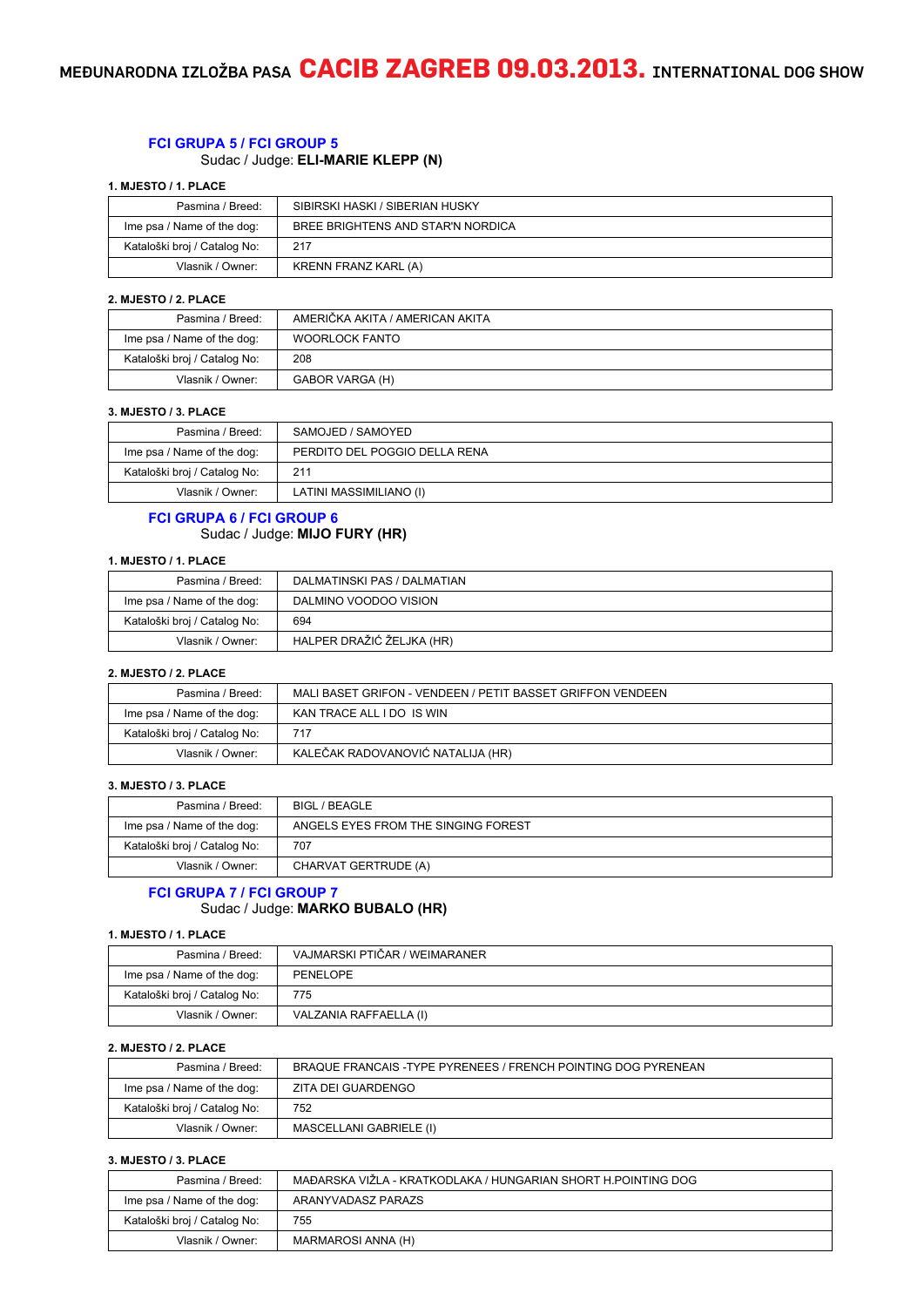# MEĐUNARODNA IZLOŽBA PASA CACIB ZAGREB 09.03.2013. INTERNATIONAL DOG SHOW

## FCI GRUPA 5 / FCI GROUP 5

Sudac / Judge: **ELI-MARIE KLEPP (N)**

**1. MJESTO / 1. PLACE**

| | |
|---|---|
| Pasmina / Breed: | SIBIRSKI HASKI / SIBERIAN HUSKY |
| Ime psa / Name of the dog: | BREE BRIGHTENS AND STAR'N NORDICA |
| Kataloški broj / Catalog No: | 217 |
| Vlasnik / Owner: | KRENN FRANZ KARL (A) |

**2. MJESTO / 2. PLACE**

| | |
|---|---|
| Pasmina / Breed: | AMERIČKA AKITA / AMERICAN AKITA |
| Ime psa / Name of the dog: | WOORLOCK FANTO |
| Kataloški broj / Catalog No: | 208 |
| Vlasnik / Owner: | GABOR VARGA (H) |

**3. MJESTO / 3. PLACE**

| | |
|---|---|
| Pasmina / Breed: | SAMOJED / SAMOYED |
| Ime psa / Name of the dog: | PERDITO DEL POGGIO DELLA RENA |
| Kataloški broj / Catalog No: | 211 |
| Vlasnik / Owner: | LATINI MASSIMILIANO (I) |

## FCI GRUPA 6 / FCI GROUP 6

Sudac / Judge: **MIJO FURY (HR)**

**1. MJESTO / 1. PLACE**

| | |
|---|---|
| Pasmina / Breed: | DALMATINSKI PAS / DALMATIAN |
| Ime psa / Name of the dog: | DALMINO VOODOO VISION |
| Kataloški broj / Catalog No: | 694 |
| Vlasnik / Owner: | HALPER DRAŽIĆ ŽELJKA (HR) |

**2. MJESTO / 2. PLACE**

| | |
|---|---|
| Pasmina / Breed: | MALI BASET GRIFON - VENDEEN / PETIT BASSET GRIFFON VENDEEN |
| Ime psa / Name of the dog: | KAN TRACE ALL I DO IS WIN |
| Kataloški broj / Catalog No: | 717 |
| Vlasnik / Owner: | KALEČAK RADOVANOVIĆ NATALIJA (HR) |

**3. MJESTO / 3. PLACE**

| | |
|---|---|
| Pasmina / Breed: | BIGL / BEAGLE |
| Ime psa / Name of the dog: | ANGELS EYES FROM THE SINGING FOREST |
| Kataloški broj / Catalog No: | 707 |
| Vlasnik / Owner: | CHARVAT GERTRUDE (A) |

## FCI GRUPA 7 / FCI GROUP 7

Sudac / Judge: **MARKO BUBALO (HR)**

**1. MJESTO / 1. PLACE**

| | |
|---|---|
| Pasmina / Breed: | VAJMARSKI PTIČAR / WEIMARANER |
| Ime psa / Name of the dog: | PENELOPE |
| Kataloški broj / Catalog No: | 775 |
| Vlasnik / Owner: | VALZANIA RAFFAELLA (I) |

**2. MJESTO / 2. PLACE**

| | |
|---|---|
| Pasmina / Breed: | BRAQUE FRANCAIS -TYPE PYRENEES / FRENCH POINTING DOG PYRENEAN |
| Ime psa / Name of the dog: | ZITA DEI GUARDENGO |
| Kataloški broj / Catalog No: | 752 |
| Vlasnik / Owner: | MASCELLANI GABRIELE (I) |

**3. MJESTO / 3. PLACE**

| | |
|---|---|
| Pasmina / Breed: | MAĐARSKA VIŽLA - KRATKODLAKA / HUNGARIAN SHORT H.POINTING DOG |
| Ime psa / Name of the dog: | ARANYVADASZ PARAZS |
| Kataloški broj / Catalog No: | 755 |
| Vlasnik / Owner: | MARMAROSI ANNA (H) |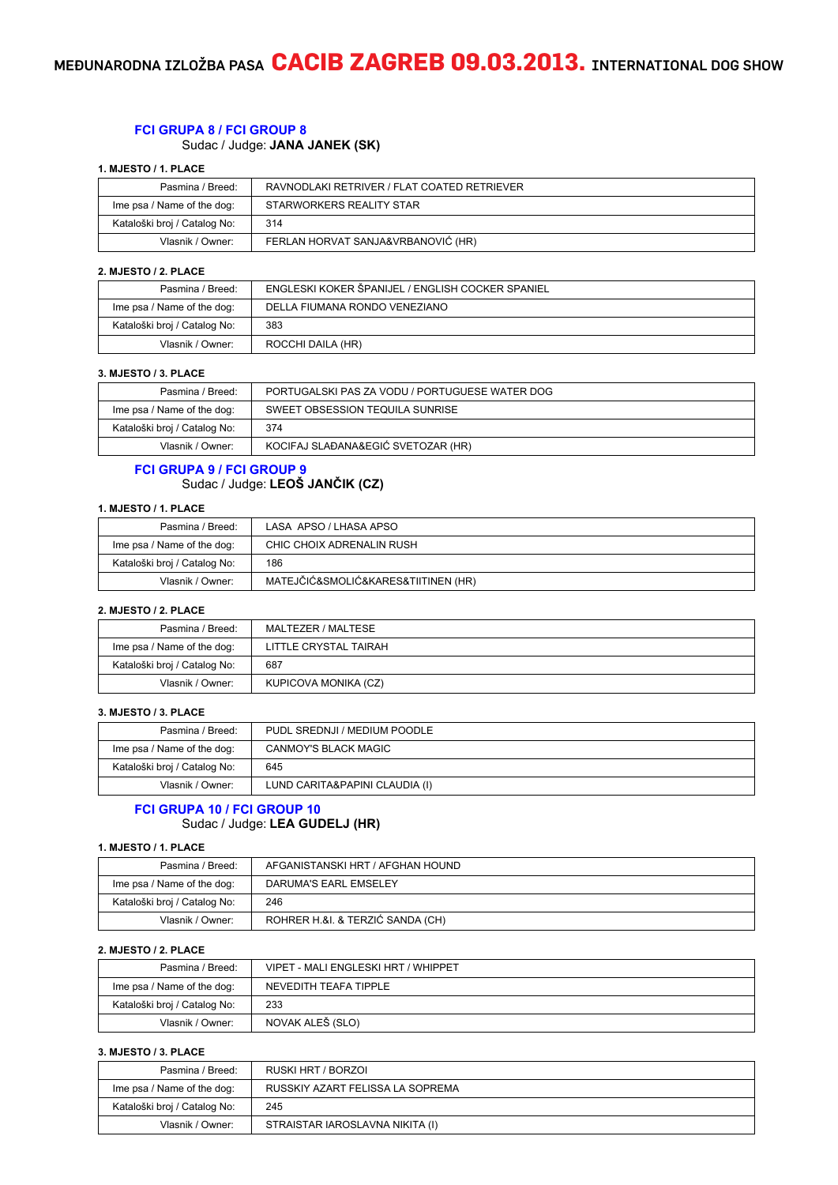# MEĐUNARODNA IZLOŽBA PASA **CACIB ZAGREB 09.03.2013.** INTERNATIONAL DOG SHOW

## FCI GRUPA 8 / FCI GROUP 8

Sudac / Judge: **JANA JANEK (SK)**

**1. MJESTO / 1. PLACE**

| | |
|---|---|
| Pasmina / Breed: | RAVNODLAKI RETRIVER / FLAT COATED RETRIEVER |
| Ime psa / Name of the dog: | STARWORKERS REALITY STAR |
| Kataloški broj / Catalog No: | 314 |
| Vlasnik / Owner: | FERLAN HORVAT SANJA&VRBANOVIĆ (HR) |

**2. MJESTO / 2. PLACE**

| | |
|---|---|
| Pasmina / Breed: | ENGLESKI KOKER ŠPANIJEL / ENGLISH COCKER SPANIEL |
| Ime psa / Name of the dog: | DELLA FIUMANA RONDO VENEZIANO |
| Kataloški broj / Catalog No: | 383 |
| Vlasnik / Owner: | ROCCHI DAILA (HR) |

**3. MJESTO / 3. PLACE**

| | |
|---|---|
| Pasmina / Breed: | PORTUGALSKI PAS ZA VODU / PORTUGUESE WATER DOG |
| Ime psa / Name of the dog: | SWEET OBSESSION TEQUILA SUNRISE |
| Kataloški broj / Catalog No: | 374 |
| Vlasnik / Owner: | KOCIFAJ SLAĐANA&EGIĆ SVETOZAR (HR) |

## FCI GRUPA 9 / FCI GROUP 9

Sudac / Judge: **LEOŠ JANČIK (CZ)**

**1. MJESTO / 1. PLACE**

| | |
|---|---|
| Pasmina / Breed: | LASA APSO / LHASA APSO |
| Ime psa / Name of the dog: | CHIC CHOIX ADRENALIN RUSH |
| Kataloški broj / Catalog No: | 186 |
| Vlasnik / Owner: | MATEJČIĆ&SMOLIĆ&KARES&TIITINEN (HR) |

**2. MJESTO / 2. PLACE**

| | |
|---|---|
| Pasmina / Breed: | MALTEZER / MALTESE |
| Ime psa / Name of the dog: | LITTLE CRYSTAL TAIRAH |
| Kataloški broj / Catalog No: | 687 |
| Vlasnik / Owner: | KUPICOVA MONIKA (CZ) |

**3. MJESTO / 3. PLACE**

| | |
|---|---|
| Pasmina / Breed: | PUDL SREDNJI / MEDIUM POODLE |
| Ime psa / Name of the dog: | CANMOY'S BLACK MAGIC |
| Kataloški broj / Catalog No: | 645 |
| Vlasnik / Owner: | LUND CARITA&PAPINI CLAUDIA (I) |

## FCI GRUPA 10 / FCI GROUP 10

Sudac / Judge: **LEA GUDELJ (HR)**

**1. MJESTO / 1. PLACE**

| | |
|---|---|
| Pasmina / Breed: | AFGANISTANSKI HRT / AFGHAN HOUND |
| Ime psa / Name of the dog: | DARUMA'S EARL EMSELEY |
| Kataloški broj / Catalog No: | 246 |
| Vlasnik / Owner: | ROHRER H.&I. & TERZIĆ SANDA (CH) |

**2. MJESTO / 2. PLACE**

| | |
|---|---|
| Pasmina / Breed: | VIPET - MALI ENGLESKI HRT / WHIPPET |
| Ime psa / Name of the dog: | NEVEDITH TEAFA TIPPLE |
| Kataloški broj / Catalog No: | 233 |
| Vlasnik / Owner: | NOVAK ALEŠ (SLO) |

**3. MJESTO / 3. PLACE**

| | |
|---|---|
| Pasmina / Breed: | RUSKI HRT / BORZOI |
| Ime psa / Name of the dog: | RUSSKIY AZART FELISSA LA SOPREMA |
| Kataloški broj / Catalog No: | 245 |
| Vlasnik / Owner: | STRAISTAR IAROSLAVNA NIKITA (I) |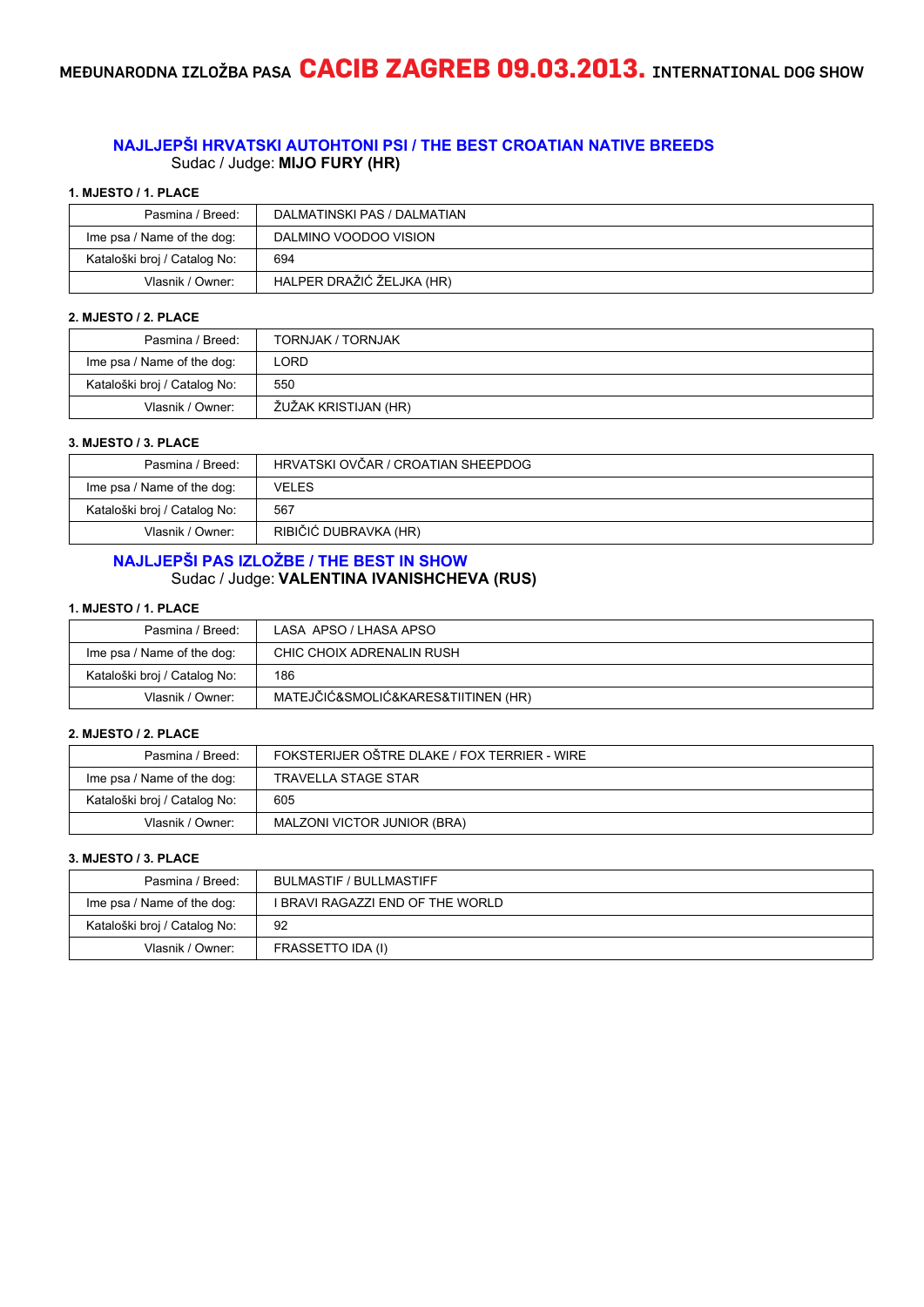# MEĐUNARODNA IZLOŽBA PASA CACIB ZAGREB 09.03.2013. INTERNATIONAL DOG SHOW

## NAJLJEPŠI HRVATSKI AUTOHTONI PSI / THE BEST CROATIAN NATIVE BREEDS

Sudac / Judge: **MIJO FURY (HR)**

**1. MJESTO / 1. PLACE**

| | |
|---|---|
| Pasmina / Breed: | DALMATINSKI PAS / DALMATIAN |
| Ime psa / Name of the dog: | DALMINO VOODOO VISION |
| Kataloški broj / Catalog No: | 694 |
| Vlasnik / Owner: | HALPER DRAŽIĆ ŽELJKA (HR) |

**2. MJESTO / 2. PLACE**

| | |
|---|---|
| Pasmina / Breed: | TORNJAK / TORNJAK |
| Ime psa / Name of the dog: | LORD |
| Kataloški broj / Catalog No: | 550 |
| Vlasnik / Owner: | ŽUŽAK KRISTIJAN (HR) |

**3. MJESTO / 3. PLACE**

| | |
|---|---|
| Pasmina / Breed: | HRVATSKI OVČAR / CROATIAN SHEEPDOG |
| Ime psa / Name of the dog: | VELES |
| Kataloški broj / Catalog No: | 567 |
| Vlasnik / Owner: | RIBIČIĆ DUBRAVKA (HR) |

## NAJLJEPŠI PAS IZLOŽBE / THE BEST IN SHOW

Sudac / Judge: **VALENTINA IVANISHCHEVA (RUS)**

**1. MJESTO / 1. PLACE**

| | |
|---|---|
| Pasmina / Breed: | LASA APSO / LHASA APSO |
| Ime psa / Name of the dog: | CHIC CHOIX ADRENALIN RUSH |
| Kataloški broj / Catalog No: | 186 |
| Vlasnik / Owner: | MATEJČIĆ&SMOLIĆ&KARES&TIITINEN (HR) |

**2. MJESTO / 2. PLACE**

| | |
|---|---|
| Pasmina / Breed: | FOKSTERIJER OŠTRE DLAKE / FOX TERRIER - WIRE |
| Ime psa / Name of the dog: | TRAVELLA STAGE STAR |
| Kataloški broj / Catalog No: | 605 |
| Vlasnik / Owner: | MALZONI VICTOR JUNIOR (BRA) |

**3. MJESTO / 3. PLACE**

| | |
|---|---|
| Pasmina / Breed: | BULMASTIF / BULLMASTIFF |
| Ime psa / Name of the dog: | I BRAVI RAGAZZI END OF THE WORLD |
| Kataloški broj / Catalog No: | 92 |
| Vlasnik / Owner: | FRASSETTO IDA (I) |